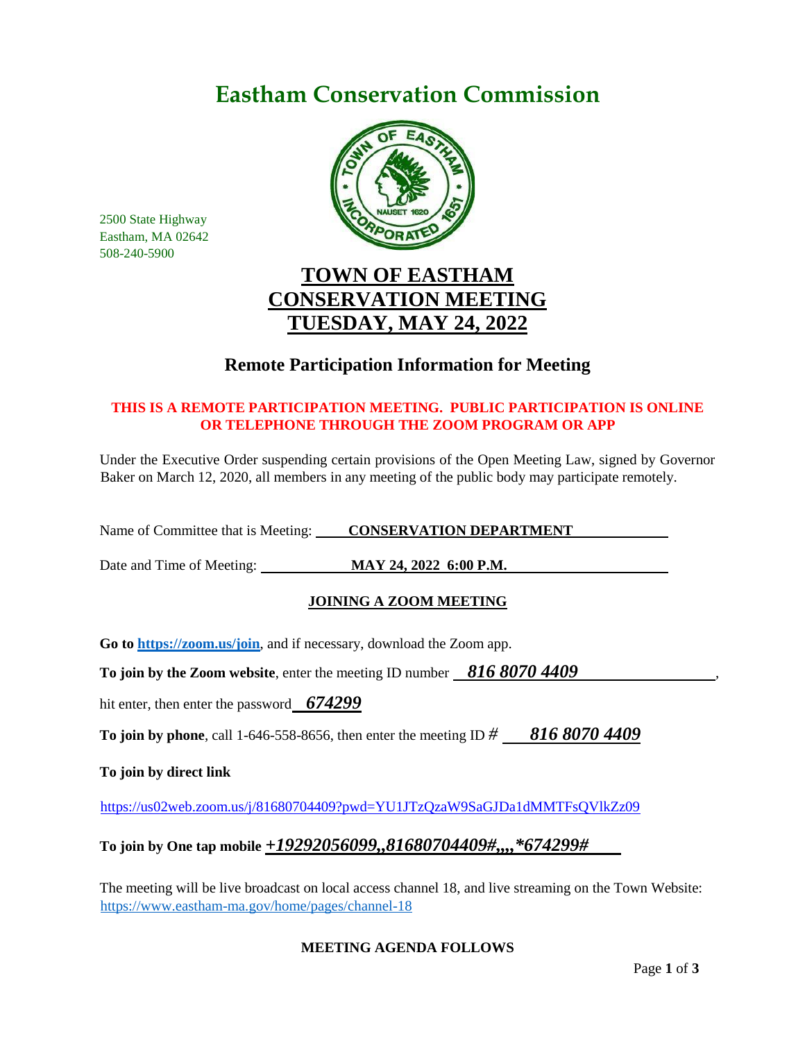# Eastham Conservation Commission

2500 State Highway
Eastham, MA 02642
508-240-5900

## TOWN OF EASTHAM
## CONSERVATION MEETING
## TUESDAY, MAY 24, 2022

### Remote Participation Information for Meeting

**THIS IS A REMOTE PARTICIPATION MEETING. PUBLIC PARTICIPATION IS ONLINE OR TELEPHONE THROUGH THE ZOOM PROGRAM OR APP**

Under the Executive Order suspending certain provisions of the Open Meeting Law, signed by Governor Baker on March 12, 2020, all members in any meeting of the public body may participate remotely.

Name of Committee that is Meeting: **CONSERVATION DEPARTMENT**

Date and Time of Meeting: **MAY 24, 2022 6:00 P.M.**

**JOINING A ZOOM MEETING**

**Go to https://zoom.us/join**, and if necessary, download the Zoom app.

**To join by the Zoom website**, enter the meeting ID number ***816 8070 4409***,

hit enter, then enter the password ***674299***

**To join by phone**, call 1-646-558-8656, then enter the meeting ID # ***816 8070 4409***

**To join by direct link**

https://us02web.zoom.us/j/81680704409?pwd=YU1JTzQzaW9SaGJDa1dMMTFsQVlkZz09

**To join by One tap mobile *+19292056099,,81680704409#,,,,*674299#***

The meeting will be live broadcast on local access channel 18, and live streaming on the Town Website: https://www.eastham-ma.gov/home/pages/channel-18

**MEETING AGENDA FOLLOWS**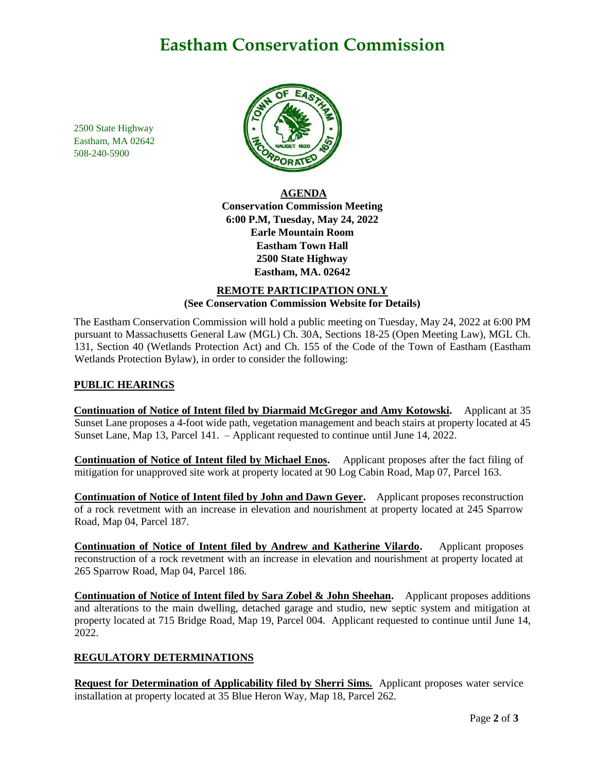# Eastham Conservation Commission

2500 State Highway
Eastham, MA 02642
508-240-5900

**AGENDA**
**Conservation Commission Meeting**
**6:00 P.M, Tuesday, May 24, 2022**
**Earle Mountain Room**
**Eastham Town Hall**
**2500 State Highway**
**Eastham, MA. 02642**

**REMOTE PARTICIPATION ONLY**
**(See Conservation Commission Website for Details)**

The Eastham Conservation Commission will hold a public meeting on Tuesday, May 24, 2022 at 6:00 PM pursuant to Massachusetts General Law (MGL) Ch. 30A, Sections 18-25 (Open Meeting Law), MGL Ch. 131, Section 40 (Wetlands Protection Act) and Ch. 155 of the Code of the Town of Eastham (Eastham Wetlands Protection Bylaw), in order to consider the following:

## PUBLIC HEARINGS

**Continuation of Notice of Intent filed by Diarmaid McGregor and Amy Kotowski.** Applicant at 35 Sunset Lane proposes a 4-foot wide path, vegetation management and beach stairs at property located at 45 Sunset Lane, Map 13, Parcel 141. – Applicant requested to continue until June 14, 2022.

**Continuation of Notice of Intent filed by Michael Enos.** Applicant proposes after the fact filing of mitigation for unapproved site work at property located at 90 Log Cabin Road, Map 07, Parcel 163.

**Continuation of Notice of Intent filed by John and Dawn Geyer.** Applicant proposes reconstruction of a rock revetment with an increase in elevation and nourishment at property located at 245 Sparrow Road, Map 04, Parcel 187.

**Continuation of Notice of Intent filed by Andrew and Katherine Vilardo.** Applicant proposes reconstruction of a rock revetment with an increase in elevation and nourishment at property located at 265 Sparrow Road, Map 04, Parcel 186.

**Continuation of Notice of Intent filed by Sara Zobel & John Sheehan.** Applicant proposes additions and alterations to the main dwelling, detached garage and studio, new septic system and mitigation at property located at 715 Bridge Road, Map 19, Parcel 004. Applicant requested to continue until June 14, 2022.

## REGULATORY DETERMINATIONS

**Request for Determination of Applicability filed by Sherri Sims.** Applicant proposes water service installation at property located at 35 Blue Heron Way, Map 18, Parcel 262.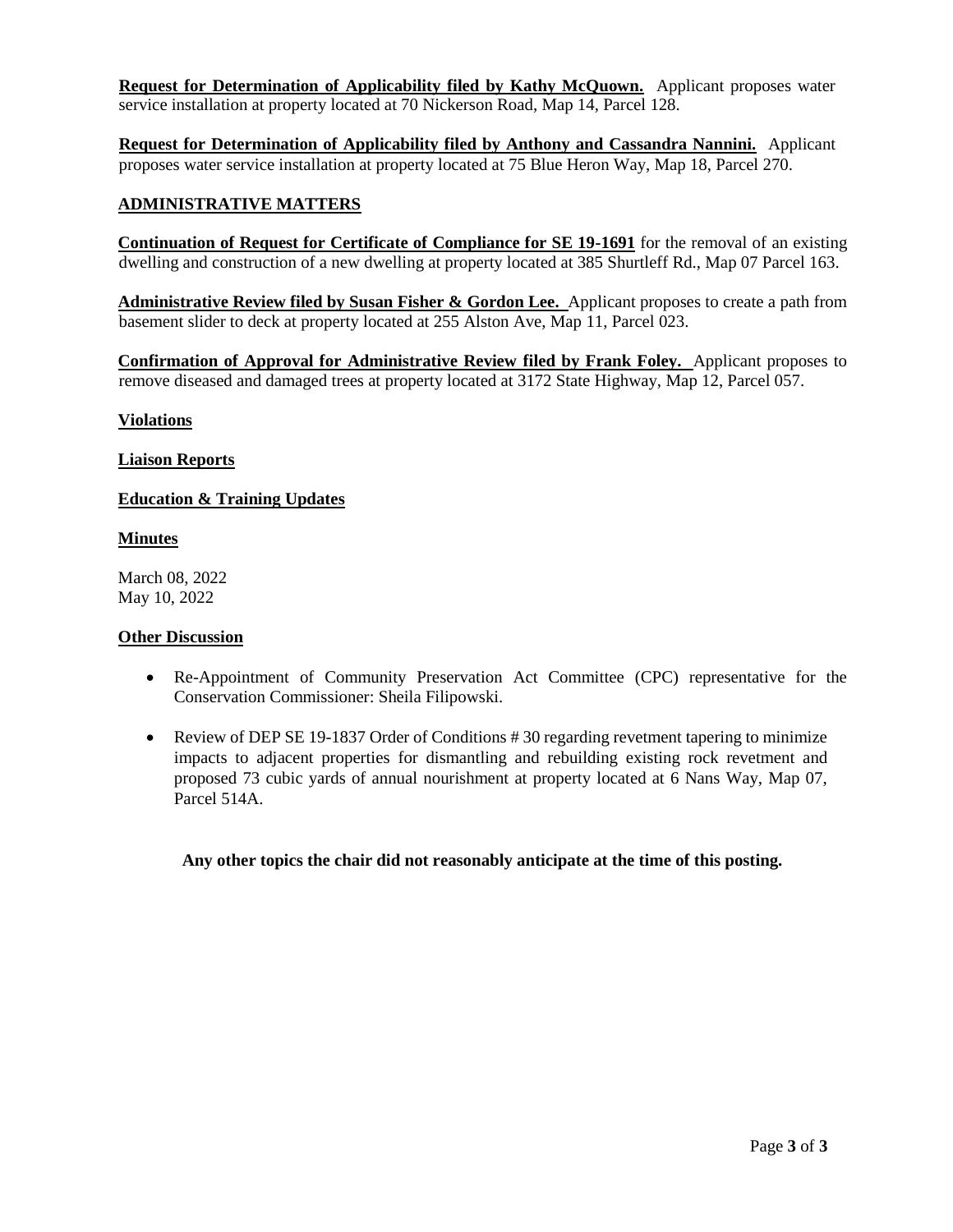**Request for Determination of Applicability filed by Kathy McQuown.** Applicant proposes water service installation at property located at 70 Nickerson Road, Map 14, Parcel 128.

**Request for Determination of Applicability filed by Anthony and Cassandra Nannini.** Applicant proposes water service installation at property located at 75 Blue Heron Way, Map 18, Parcel 270.

## ADMINISTRATIVE MATTERS

**Continuation of Request for Certificate of Compliance for SE 19-1691** for the removal of an existing dwelling and construction of a new dwelling at property located at 385 Shurtleff Rd., Map 07 Parcel 163.

**Administrative Review filed by Susan Fisher & Gordon Lee.** Applicant proposes to create a path from basement slider to deck at property located at 255 Alston Ave, Map 11, Parcel 023.

**Confirmation of Approval for Administrative Review filed by Frank Foley.** Applicant proposes to remove diseased and damaged trees at property located at 3172 State Highway, Map 12, Parcel 057.

**Violations**

**Liaison Reports**

**Education & Training Updates**

**Minutes**

March 08, 2022
May 10, 2022

**Other Discussion**

- Re-Appointment of Community Preservation Act Committee (CPC) representative for the Conservation Commissioner: Sheila Filipowski.
- Review of DEP SE 19-1837 Order of Conditions # 30 regarding revetment tapering to minimize impacts to adjacent properties for dismantling and rebuilding existing rock revetment and proposed 73 cubic yards of annual nourishment at property located at 6 Nans Way, Map 07, Parcel 514A.

**Any other topics the chair did not reasonably anticipate at the time of this posting.**